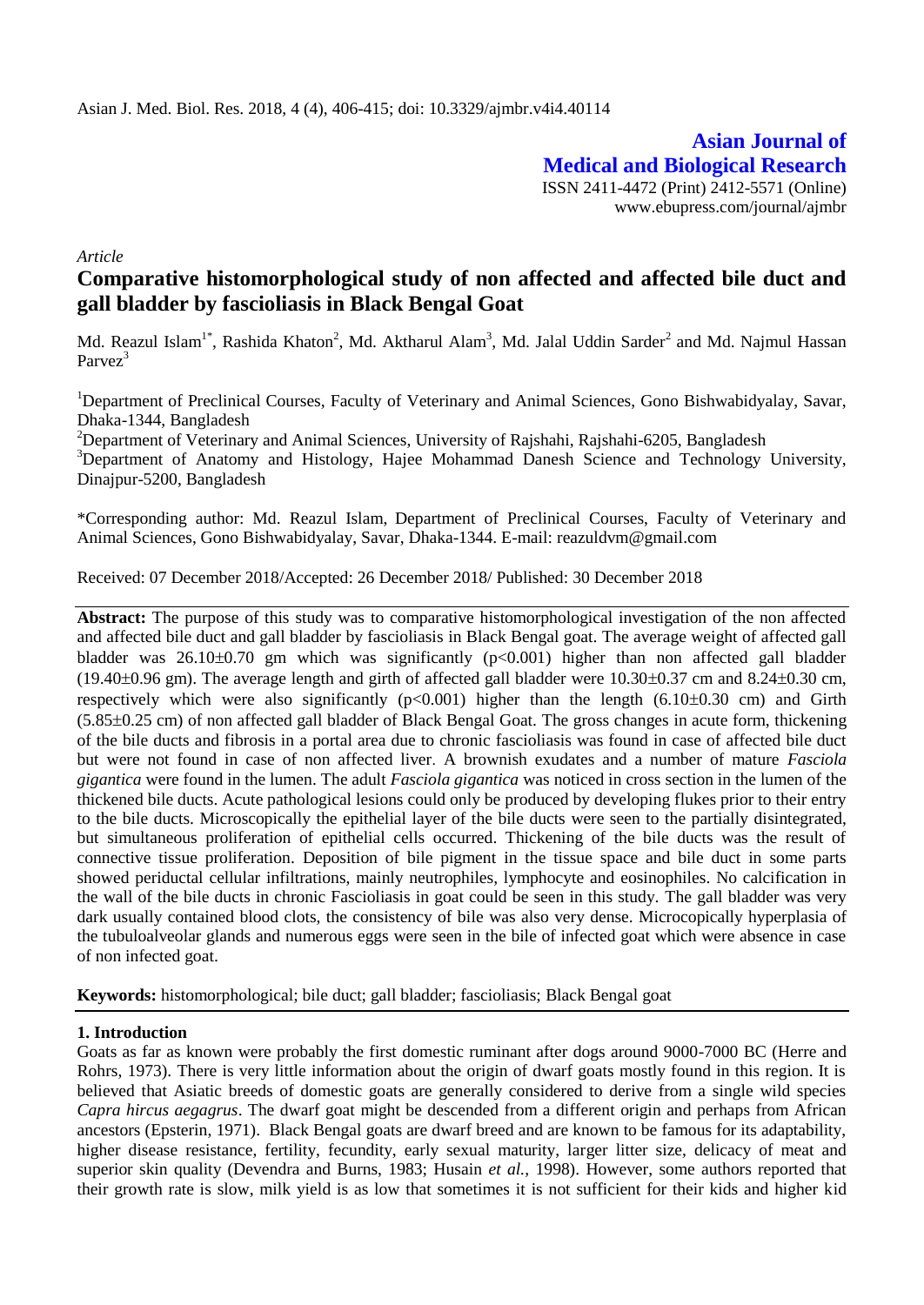Asian J. Med. Biol. Res. 2018, 4 (4), 406-415; doi: 10.3329/ajmbr.v4i4.40114

**Asian Journal of Medical and Biological Research**

ISSN 2411-4472 (Print) 2412-5571 (Online)
www.ebupress.com/journal/ajmbr

*Article*

# Comparative histomorphological study of non affected and affected bile duct and gall bladder by fascioliasis in Black Bengal Goat

Md. Reazul Islam[1*], Rashida Khaton[2], Md. Aktharul Alam[3], Md. Jalal Uddin Sarder[2] and Md. Najmul Hassan Parvez[3]

[1]Department of Preclinical Courses, Faculty of Veterinary and Animal Sciences, Gono Bishwabidyalay, Savar, Dhaka-1344, Bangladesh

[2]Department of Veterinary and Animal Sciences, University of Rajshahi, Rajshahi-6205, Bangladesh

[3]Department of Anatomy and Histology, Hajee Mohammad Danesh Science and Technology University, Dinajpur-5200, Bangladesh

*Corresponding author: Md. Reazul Islam, Department of Preclinical Courses, Faculty of Veterinary and Animal Sciences, Gono Bishwabidyalay, Savar, Dhaka-1344. E-mail: reazuldvm@gmail.com

Received: 07 December 2018/Accepted: 26 December 2018/ Published: 30 December 2018

**Abstract:** The purpose of this study was to comparative histomorphological investigation of the non affected and affected bile duct and gall bladder by fascioliasis in Black Bengal goat. The average weight of affected gall bladder was 26.10±0.70 gm which was significantly ($p<0.001$) higher than non affected gall bladder (19.40±0.96 gm). The average length and girth of affected gall bladder were 10.30±0.37 cm and 8.24±0.30 cm, respectively which were also significantly ($p<0.001$) higher than the length (6.10±0.30 cm) and Girth (5.85±0.25 cm) of non affected gall bladder of Black Bengal Goat. The gross changes in acute form, thickening of the bile ducts and fibrosis in a portal area due to chronic fascioliasis was found in case of affected bile duct but were not found in case of non affected liver. A brownish exudates and a number of mature *Fasciola gigantica* were found in the lumen. The adult *Fasciola gigantica* was noticed in cross section in the lumen of the thickened bile ducts. Acute pathological lesions could only be produced by developing flukes prior to their entry to the bile ducts. Microscopically the epithelial layer of the bile ducts were seen to the partially disintegrated, but simultaneous proliferation of epithelial cells occurred. Thickening of the bile ducts was the result of connective tissue proliferation. Deposition of bile pigment in the tissue space and bile duct in some parts showed periductal cellular infiltrations, mainly neutrophiles, lymphocyte and eosinophiles. No calcification in the wall of the bile ducts in chronic Fascioliasis in goat could be seen in this study. The gall bladder was very dark usually contained blood clots, the consistency of bile was also very dense. Microcopically hyperplasia of the tubuloalveolar glands and numerous eggs were seen in the bile of infected goat which were absence in case of non infected goat.

**Keywords:** histomorphological; bile duct; gall bladder; fascioliasis; Black Bengal goat

## 1. Introduction

Goats as far as known were probably the first domestic ruminant after dogs around 9000-7000 BC (Herre and Rohrs, 1973). There is very little information about the origin of dwarf goats mostly found in this region. It is believed that Asiatic breeds of domestic goats are generally considered to derive from a single wild species *Capra hircus aegagrus*. The dwarf goat might be descended from a different origin and perhaps from African ancestors (Epsterin, 1971). Black Bengal goats are dwarf breed and are known to be famous for its adaptability, higher disease resistance, fertility, fecundity, early sexual maturity, larger litter size, delicacy of meat and superior skin quality (Devendra and Burns, 1983; Husain *et al.*, 1998). However, some authors reported that their growth rate is slow, milk yield is as low that sometimes it is not sufficient for their kids and higher kid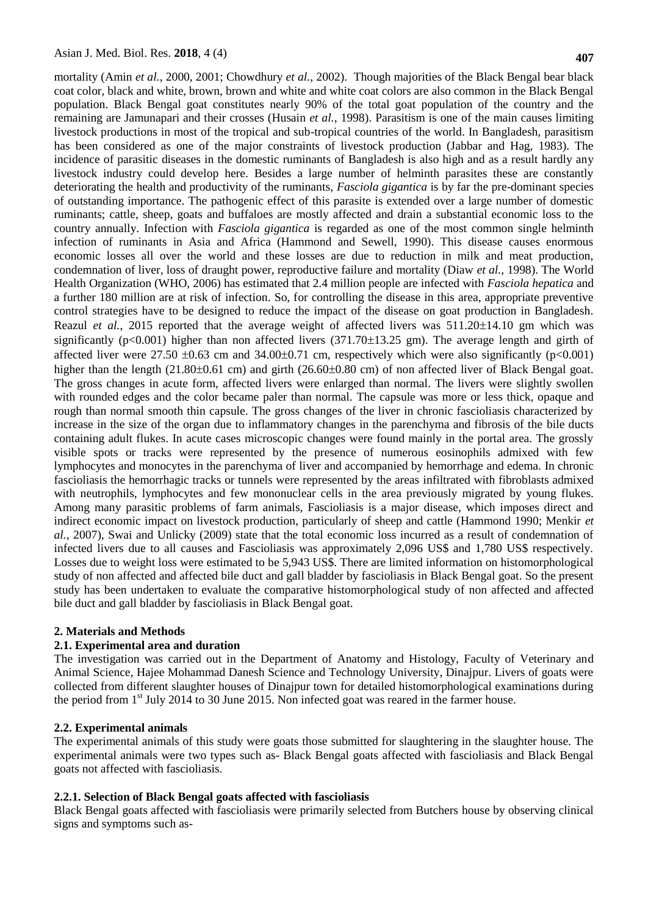mortality (Amin *et al.*, 2000, 2001; Chowdhury *et al.*, 2002). Though majorities of the Black Bengal bear black coat color, black and white, brown, brown and white and white coat colors are also common in the Black Bengal population. Black Bengal goat constitutes nearly 90% of the total goat population of the country and the remaining are Jamunapari and their crosses (Husain *et al.*, 1998). Parasitism is one of the main causes limiting livestock productions in most of the tropical and sub-tropical countries of the world. In Bangladesh, parasitism has been considered as one of the major constraints of livestock production (Jabbar and Hag, 1983). The incidence of parasitic diseases in the domestic ruminants of Bangladesh is also high and as a result hardly any livestock industry could develop here. Besides a large number of helminth parasites these are constantly deteriorating the health and productivity of the ruminants, *Fasciola gigantica* is by far the pre-dominant species of outstanding importance. The pathogenic effect of this parasite is extended over a large number of domestic ruminants; cattle, sheep, goats and buffaloes are mostly affected and drain a substantial economic loss to the country annually. Infection with *Fasciola gigantica* is regarded as one of the most common single helminth infection of ruminants in Asia and Africa (Hammond and Sewell, 1990). This disease causes enormous economic losses all over the world and these losses are due to reduction in milk and meat production, condemnation of liver, loss of draught power, reproductive failure and mortality (Diaw *et al.*, 1998). The World Health Organization (WHO, 2006) has estimated that 2.4 million people are infected with *Fasciola hepatica* and a further 180 million are at risk of infection. So, for controlling the disease in this area, appropriate preventive control strategies have to be designed to reduce the impact of the disease on goat production in Bangladesh. Reazul *et al.*, 2015 reported that the average weight of affected livers was 511.20±14.10 gm which was significantly ($p<0.001$) higher than non affected livers (371.70±13.25 gm). The average length and girth of affected liver were 27.50 ±0.63 cm and 34.00±0.71 cm, respectively which were also significantly ($p<0.001$) higher than the length (21.80±0.61 cm) and girth (26.60±0.80 cm) of non affected liver of Black Bengal goat. The gross changes in acute form, affected livers were enlarged than normal. The livers were slightly swollen with rounded edges and the color became paler than normal. The capsule was more or less thick, opaque and rough than normal smooth thin capsule. The gross changes of the liver in chronic fascioliasis characterized by increase in the size of the organ due to inflammatory changes in the parenchyma and fibrosis of the bile ducts containing adult flukes. In acute cases microscopic changes were found mainly in the portal area. The grossly visible spots or tracks were represented by the presence of numerous eosinophils admixed with few lymphocytes and monocytes in the parenchyma of liver and accompanied by hemorrhage and edema. In chronic fascioliasis the hemorrhagic tracks or tunnels were represented by the areas infiltrated with fibroblasts admixed with neutrophils, lymphocytes and few mononuclear cells in the area previously migrated by young flukes. Among many parasitic problems of farm animals, Fascioliasis is a major disease, which imposes direct and indirect economic impact on livestock production, particularly of sheep and cattle (Hammond 1990; Menkir *et al.*, 2007), Swai and Unlicky (2009) state that the total economic loss incurred as a result of condemnation of infected livers due to all causes and Fascioliasis was approximately 2,096 US$ and 1,780 US$ respectively. Losses due to weight loss were estimated to be 5,943 US$. There are limited information on histomorphological study of non affected and affected bile duct and gall bladder by fascioliasis in Black Bengal goat. So the present study has been undertaken to evaluate the comparative histomorphological study of non affected and affected bile duct and gall bladder by fascioliasis in Black Bengal goat.

## 2. Materials and Methods

### 2.1. Experimental area and duration

The investigation was carried out in the Department of Anatomy and Histology, Faculty of Veterinary and Animal Science, Hajee Mohammad Danesh Science and Technology University, Dinajpur. Livers of goats were collected from different slaughter houses of Dinajpur town for detailed histomorphological examinations during the period from 1st July 2014 to 30 June 2015. Non infected goat was reared in the farmer house.

### 2.2. Experimental animals

The experimental animals of this study were goats those submitted for slaughtering in the slaughter house. The experimental animals were two types such as- Black Bengal goats affected with fascioliasis and Black Bengal goats not affected with fascioliasis.

#### 2.2.1. Selection of Black Bengal goats affected with fascioliasis

Black Bengal goats affected with fascioliasis were primarily selected from Butchers house by observing clinical signs and symptoms such as-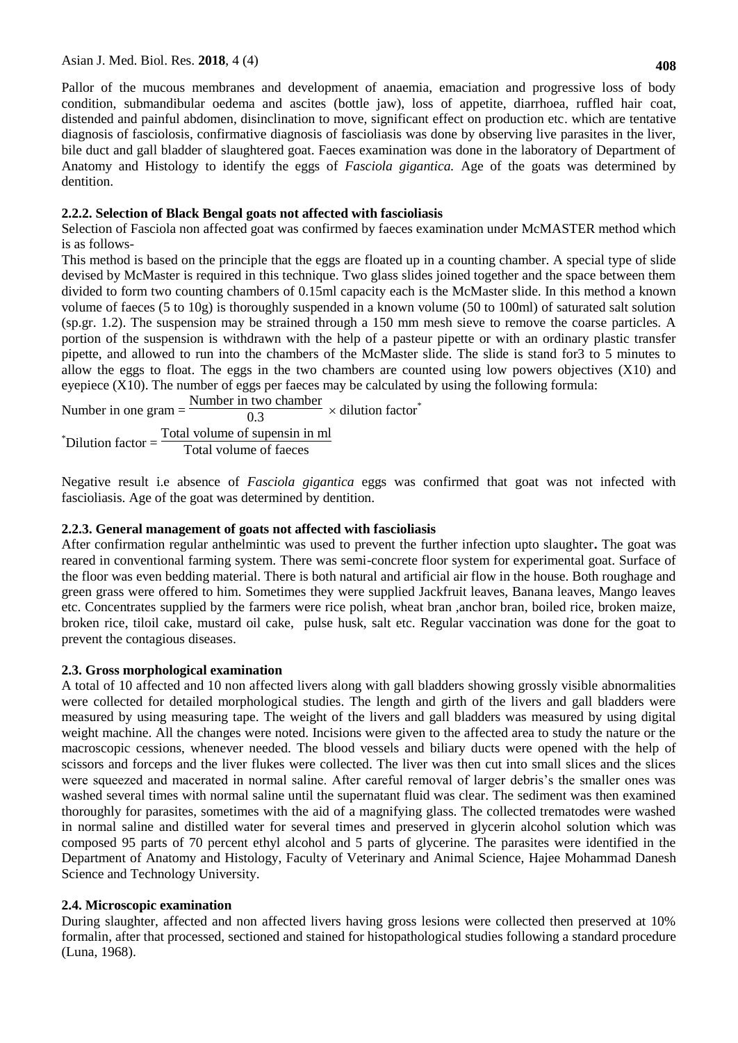Pallor of the mucous membranes and development of anaemia, emaciation and progressive loss of body condition, submandibular oedema and ascites (bottle jaw), loss of appetite, diarrhoea, ruffled hair coat, distended and painful abdomen, disinclination to move, significant effect on production etc. which are tentative diagnosis of fasciolosis, confirmative diagnosis of fascioliasis was done by observing live parasites in the liver, bile duct and gall bladder of slaughtered goat. Faeces examination was done in the laboratory of Department of Anatomy and Histology to identify the eggs of *Fasciola gigantica.* Age of the goats was determined by dentition.

### 2.2.2. Selection of Black Bengal goats not affected with fascioliasis

Selection of Fasciola non affected goat was confirmed by faeces examination under McMASTER method which is as follows-

This method is based on the principle that the eggs are floated up in a counting chamber. A special type of slide devised by McMaster is required in this technique. Two glass slides joined together and the space between them divided to form two counting chambers of 0.15ml capacity each is the McMaster slide. In this method a known volume of faeces (5 to 10g) is thoroughly suspended in a known volume (50 to 100ml) of saturated salt solution (sp.gr. 1.2). The suspension may be strained through a 150 mm mesh sieve to remove the coarse particles. A portion of the suspension is withdrawn with the help of a pasteur pipette or with an ordinary plastic transfer pipette, and allowed to run into the chambers of the McMaster slide. The slide is stand for3 to 5 minutes to allow the eggs to float. The eggs in the two chambers are counted using low powers objectives (X10) and eyepiece (X10). The number of eggs per faeces may be calculated by using the following formula:

$$\text{Number in one gram} = \frac{\text{Number in two chamber}}{0.3} \times \text{dilution factor}^{*}$$

$$^{*}\text{Dilution factor} = \frac{\text{Total volume of supensin in ml}}{\text{Total volume of faeces}}$$

Negative result i.e absence of *Fasciola gigantica* eggs was confirmed that goat was not infected with fascioliasis. Age of the goat was determined by dentition.

### 2.2.3. General management of goats not affected with fascioliasis

After confirmation regular anthelmintic was used to prevent the further infection upto slaughter**.** The goat was reared in conventional farming system. There was semi-concrete floor system for experimental goat. Surface of the floor was even bedding material. There is both natural and artificial air flow in the house. Both roughage and green grass were offered to him. Sometimes they were supplied Jackfruit leaves, Banana leaves, Mango leaves etc. Concentrates supplied by the farmers were rice polish, wheat bran ,anchor bran, boiled rice, broken maize, broken rice, tiloil cake, mustard oil cake, pulse husk, salt etc. Regular vaccination was done for the goat to prevent the contagious diseases.

## 2.3. Gross morphological examination

A total of 10 affected and 10 non affected livers along with gall bladders showing grossly visible abnormalities were collected for detailed morphological studies. The length and girth of the livers and gall bladders were measured by using measuring tape. The weight of the livers and gall bladders was measured by using digital weight machine. All the changes were noted. Incisions were given to the affected area to study the nature or the macroscopic cessions, whenever needed. The blood vessels and biliary ducts were opened with the help of scissors and forceps and the liver flukes were collected. The liver was then cut into small slices and the slices were squeezed and macerated in normal saline. After careful removal of larger debris's the smaller ones was washed several times with normal saline until the supernatant fluid was clear. The sediment was then examined thoroughly for parasites, sometimes with the aid of a magnifying glass. The collected trematodes were washed in normal saline and distilled water for several times and preserved in glycerin alcohol solution which was composed 95 parts of 70 percent ethyl alcohol and 5 parts of glycerine. The parasites were identified in the Department of Anatomy and Histology, Faculty of Veterinary and Animal Science, Hajee Mohammad Danesh Science and Technology University.

## 2.4. Microscopic examination

During slaughter, affected and non affected livers having gross lesions were collected then preserved at 10% formalin, after that processed, sectioned and stained for histopathological studies following a standard procedure (Luna, 1968).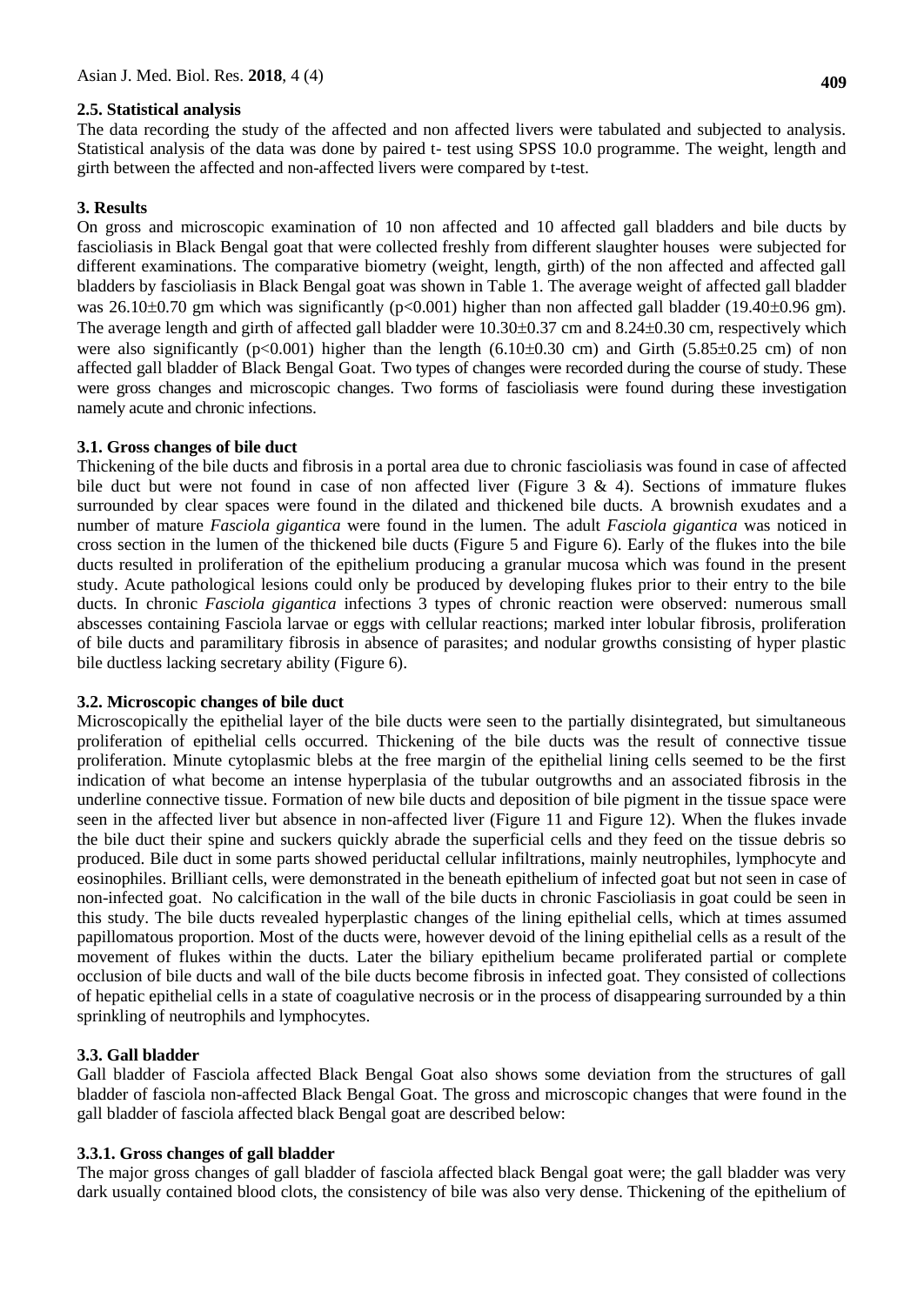## 2.5. Statistical analysis

The data recording the study of the affected and non affected livers were tabulated and subjected to analysis. Statistical analysis of the data was done by paired t- test using SPSS 10.0 programme. The weight, length and girth between the affected and non-affected livers were compared by t-test.

# 3. Results

On gross and microscopic examination of 10 non affected and 10 affected gall bladders and bile ducts by fascioliasis in Black Bengal goat that were collected freshly from different slaughter houses were subjected for different examinations. The comparative biometry (weight, length, girth) of the non affected and affected gall bladders by fascioliasis in Black Bengal goat was shown in Table 1. The average weight of affected gall bladder was 26.10±0.70 gm which was significantly ($p<0.001$) higher than non affected gall bladder (19.40±0.96 gm). The average length and girth of affected gall bladder were 10.30±0.37 cm and 8.24±0.30 cm, respectively which were also significantly ($p<0.001$) higher than the length (6.10±0.30 cm) and Girth (5.85±0.25 cm) of non affected gall bladder of Black Bengal Goat. Two types of changes were recorded during the course of study. These were gross changes and microscopic changes. Two forms of fascioliasis were found during these investigation namely acute and chronic infections.

## 3.1. Gross changes of bile duct

Thickening of the bile ducts and fibrosis in a portal area due to chronic fascioliasis was found in case of affected bile duct but were not found in case of non affected liver (Figure 3 & 4). Sections of immature flukes surrounded by clear spaces were found in the dilated and thickened bile ducts. A brownish exudates and a number of mature *Fasciola gigantica* were found in the lumen. The adult *Fasciola gigantica* was noticed in cross section in the lumen of the thickened bile ducts (Figure 5 and Figure 6). Early of the flukes into the bile ducts resulted in proliferation of the epithelium producing a granular mucosa which was found in the present study. Acute pathological lesions could only be produced by developing flukes prior to their entry to the bile ducts. In chronic *Fasciola gigantica* infections 3 types of chronic reaction were observed: numerous small abscesses containing Fasciola larvae or eggs with cellular reactions; marked inter lobular fibrosis, proliferation of bile ducts and paramilitary fibrosis in absence of parasites; and nodular growths consisting of hyper plastic bile ductless lacking secretary ability (Figure 6).

## 3.2. Microscopic changes of bile duct

Microscopically the epithelial layer of the bile ducts were seen to the partially disintegrated, but simultaneous proliferation of epithelial cells occurred. Thickening of the bile ducts was the result of connective tissue proliferation. Minute cytoplasmic blebs at the free margin of the epithelial lining cells seemed to be the first indication of what become an intense hyperplasia of the tubular outgrowths and an associated fibrosis in the underline connective tissue. Formation of new bile ducts and deposition of bile pigment in the tissue space were seen in the affected liver but absence in non-affected liver (Figure 11 and Figure 12). When the flukes invade the bile duct their spine and suckers quickly abrade the superficial cells and they feed on the tissue debris so produced. Bile duct in some parts showed periductal cellular infiltrations, mainly neutrophiles, lymphocyte and eosinophiles. Brilliant cells, were demonstrated in the beneath epithelium of infected goat but not seen in case of non-infected goat. No calcification in the wall of the bile ducts in chronic Fascioliasis in goat could be seen in this study. The bile ducts revealed hyperplastic changes of the lining epithelial cells, which at times assumed papillomatous proportion. Most of the ducts were, however devoid of the lining epithelial cells as a result of the movement of flukes within the ducts. Later the biliary epithelium became proliferated partial or complete occlusion of bile ducts and wall of the bile ducts become fibrosis in infected goat. They consisted of collections of hepatic epithelial cells in a state of coagulative necrosis or in the process of disappearing surrounded by a thin sprinkling of neutrophils and lymphocytes.

## 3.3. Gall bladder

Gall bladder of Fasciola affected Black Bengal Goat also shows some deviation from the structures of gall bladder of fasciola non-affected Black Bengal Goat. The gross and microscopic changes that were found in the gall bladder of fasciola affected black Bengal goat are described below:

### 3.3.1. Gross changes of gall bladder

The major gross changes of gall bladder of fasciola affected black Bengal goat were; the gall bladder was very dark usually contained blood clots, the consistency of bile was also very dense. Thickening of the epithelium of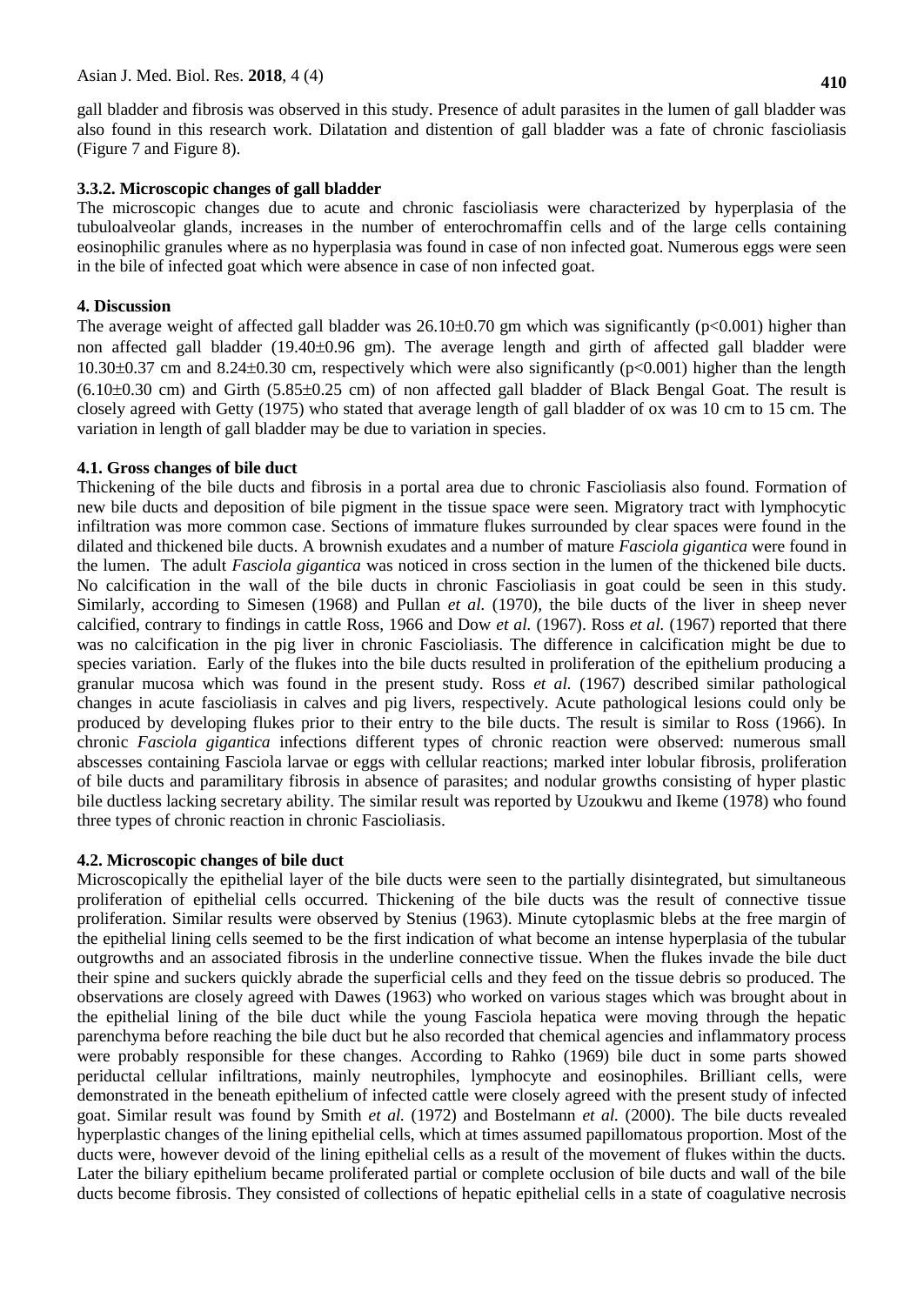gall bladder and fibrosis was observed in this study. Presence of adult parasites in the lumen of gall bladder was also found in this research work. Dilatation and distention of gall bladder was a fate of chronic fascioliasis (Figure 7 and Figure 8).

### 3.3.2. Microscopic changes of gall bladder

The microscopic changes due to acute and chronic fascioliasis were characterized by hyperplasia of the tubuloalveolar glands, increases in the number of enterochromaffin cells and of the large cells containing eosinophilic granules where as no hyperplasia was found in case of non infected goat. Numerous eggs were seen in the bile of infected goat which were absence in case of non infected goat.

## 4. Discussion

The average weight of affected gall bladder was 26.10±0.70 gm which was significantly ($p<0.001$) higher than non affected gall bladder (19.40±0.96 gm). The average length and girth of affected gall bladder were 10.30±0.37 cm and 8.24±0.30 cm, respectively which were also significantly ($p<0.001$) higher than the length (6.10±0.30 cm) and Girth (5.85±0.25 cm) of non affected gall bladder of Black Bengal Goat. The result is closely agreed with Getty (1975) who stated that average length of gall bladder of ox was 10 cm to 15 cm. The variation in length of gall bladder may be due to variation in species.

### 4.1. Gross changes of bile duct

Thickening of the bile ducts and fibrosis in a portal area due to chronic Fascioliasis also found. Formation of new bile ducts and deposition of bile pigment in the tissue space were seen. Migratory tract with lymphocytic infiltration was more common case. Sections of immature flukes surrounded by clear spaces were found in the dilated and thickened bile ducts. A brownish exudates and a number of mature *Fasciola gigantica* were found in the lumen. The adult *Fasciola gigantica* was noticed in cross section in the lumen of the thickened bile ducts. No calcification in the wall of the bile ducts in chronic Fascioliasis in goat could be seen in this study. Similarly, according to Simesen (1968) and Pullan *et al.* (1970), the bile ducts of the liver in sheep never calcified, contrary to findings in cattle Ross, 1966 and Dow *et al.* (1967). Ross *et al.* (1967) reported that there was no calcification in the pig liver in chronic Fascioliasis. The difference in calcification might be due to species variation. Early of the flukes into the bile ducts resulted in proliferation of the epithelium producing a granular mucosa which was found in the present study. Ross *et al.* (1967) described similar pathological changes in acute fascioliasis in calves and pig livers, respectively. Acute pathological lesions could only be produced by developing flukes prior to their entry to the bile ducts. The result is similar to Ross (1966). In chronic *Fasciola gigantica* infections different types of chronic reaction were observed: numerous small abscesses containing Fasciola larvae or eggs with cellular reactions; marked inter lobular fibrosis, proliferation of bile ducts and paramilitary fibrosis in absence of parasites; and nodular growths consisting of hyper plastic bile ductless lacking secretary ability. The similar result was reported by Uzoukwu and Ikeme (1978) who found three types of chronic reaction in chronic Fascioliasis.

### 4.2. Microscopic changes of bile duct

Microscopically the epithelial layer of the bile ducts were seen to the partially disintegrated, but simultaneous proliferation of epithelial cells occurred. Thickening of the bile ducts was the result of connective tissue proliferation. Similar results were observed by Stenius (1963). Minute cytoplasmic blebs at the free margin of the epithelial lining cells seemed to be the first indication of what become an intense hyperplasia of the tubular outgrowths and an associated fibrosis in the underline connective tissue. When the flukes invade the bile duct their spine and suckers quickly abrade the superficial cells and they feed on the tissue debris so produced. The observations are closely agreed with Dawes (1963) who worked on various stages which was brought about in the epithelial lining of the bile duct while the young Fasciola hepatica were moving through the hepatic parenchyma before reaching the bile duct but he also recorded that chemical agencies and inflammatory process were probably responsible for these changes. According to Rahko (1969) bile duct in some parts showed periductal cellular infiltrations, mainly neutrophiles, lymphocyte and eosinophiles. Brilliant cells, were demonstrated in the beneath epithelium of infected cattle were closely agreed with the present study of infected goat. Similar result was found by Smith *et al.* (1972) and Bostelmann *et al.* (2000). The bile ducts revealed hyperplastic changes of the lining epithelial cells, which at times assumed papillomatous proportion. Most of the ducts were, however devoid of the lining epithelial cells as a result of the movement of flukes within the ducts. Later the biliary epithelium became proliferated partial or complete occlusion of bile ducts and wall of the bile ducts become fibrosis. They consisted of collections of hepatic epithelial cells in a state of coagulative necrosis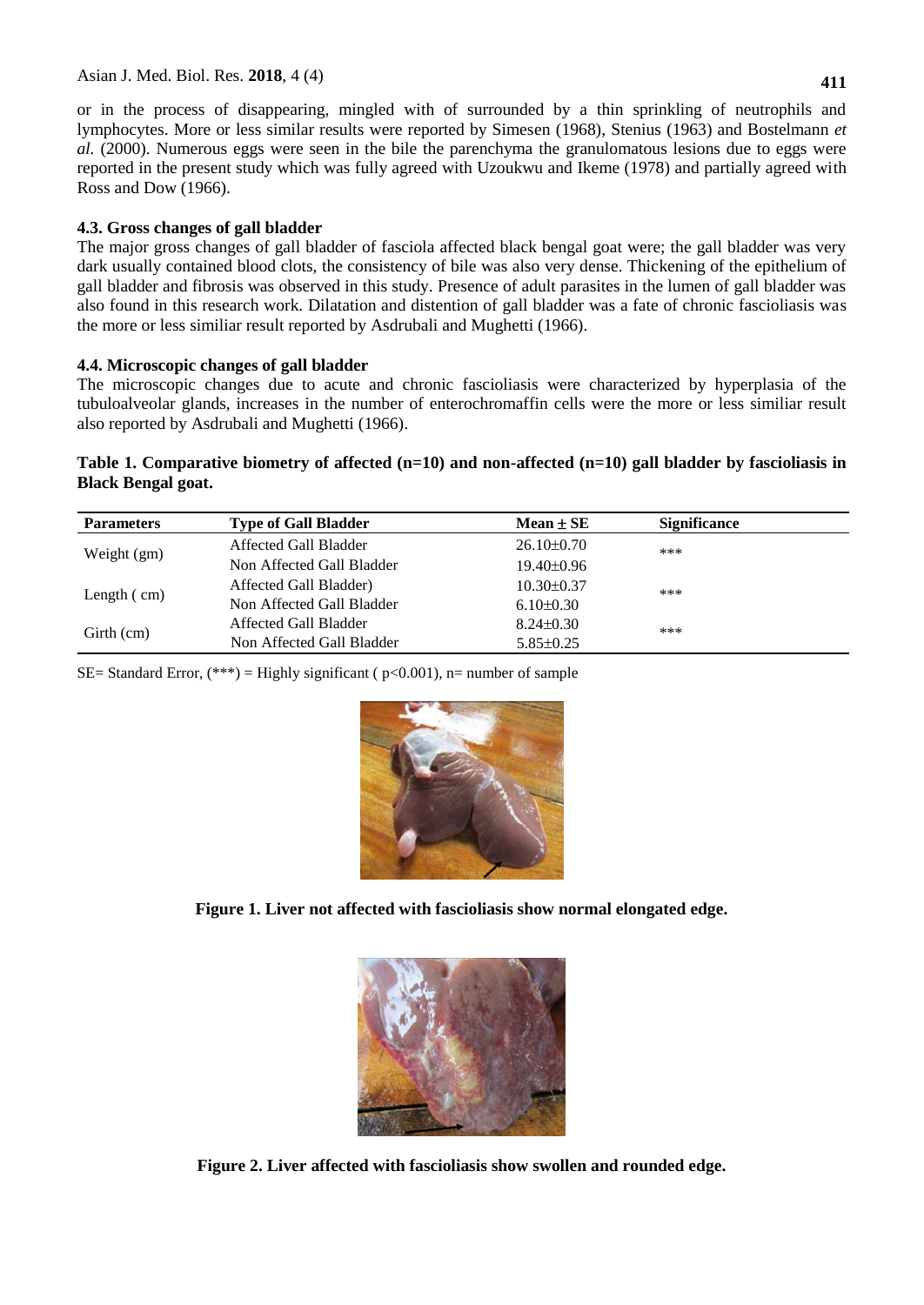or in the process of disappearing, mingled with of surrounded by a thin sprinkling of neutrophils and lymphocytes. More or less similar results were reported by Simesen (1968), Stenius (1963) and Bostelmann *et al.* (2000). Numerous eggs were seen in the bile the parenchyma the granulomatous lesions due to eggs were reported in the present study which was fully agreed with Uzoukwu and Ikeme (1978) and partially agreed with Ross and Dow (1966).

### 4.3. Gross changes of gall bladder

The major gross changes of gall bladder of fasciola affected black bengal goat were; the gall bladder was very dark usually contained blood clots, the consistency of bile was also very dense. Thickening of the epithelium of gall bladder and fibrosis was observed in this study. Presence of adult parasites in the lumen of gall bladder was also found in this research work. Dilatation and distention of gall bladder was a fate of chronic fascioliasis was the more or less similiar result reported by Asdrubali and Mughetti (1966).

### 4.4. Microscopic changes of gall bladder

The microscopic changes due to acute and chronic fascioliasis were characterized by hyperplasia of the tubuloalveolar glands, increases in the number of enterochromaffin cells were the more or less similiar result also reported by Asdrubali and Mughetti (1966).

**Table 1. Comparative biometry of affected (n=10) and non-affected (n=10) gall bladder by fascioliasis in Black Bengal goat.**

| Parameters | Type of Gall Bladder | Mean ± SE | Significance |
|---|---|---|---|
| Weight (gm) | Affected Gall Bladder | 26.10±0.70 | *** |
| | Non Affected Gall Bladder | 19.40±0.96 | |
| Length ( cm) | Affected Gall Bladder) | 10.30±0.37 | *** |
| | Non Affected Gall Bladder | 6.10±0.30 | |
| Girth (cm) | Affected Gall Bladder | 8.24±0.30 | *** |
| | Non Affected Gall Bladder | 5.85±0.25 | |

SE= Standard Error, (***) = Highly significant ( $p<0.001$), n= number of sample

**Figure 1. Liver not affected with fascioliasis show normal elongated edge.**

**Figure 2. Liver affected with fascioliasis show swollen and rounded edge.**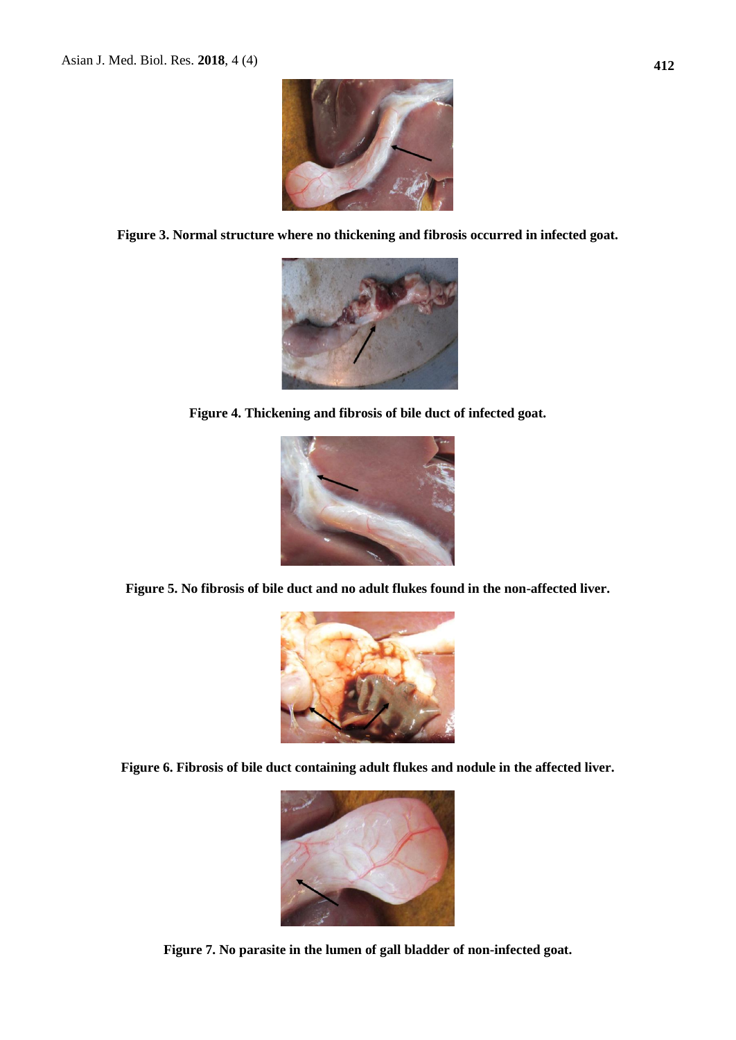Figure 3. Normal structure where no thickening and fibrosis occurred in infected goat.

Figure 4. Thickening and fibrosis of bile duct of infected goat.

Figure 5. No fibrosis of bile duct and no adult flukes found in the non-affected liver.

Figure 6. Fibrosis of bile duct containing adult flukes and nodule in the affected liver.

Figure 7. No parasite in the lumen of gall bladder of non-infected goat.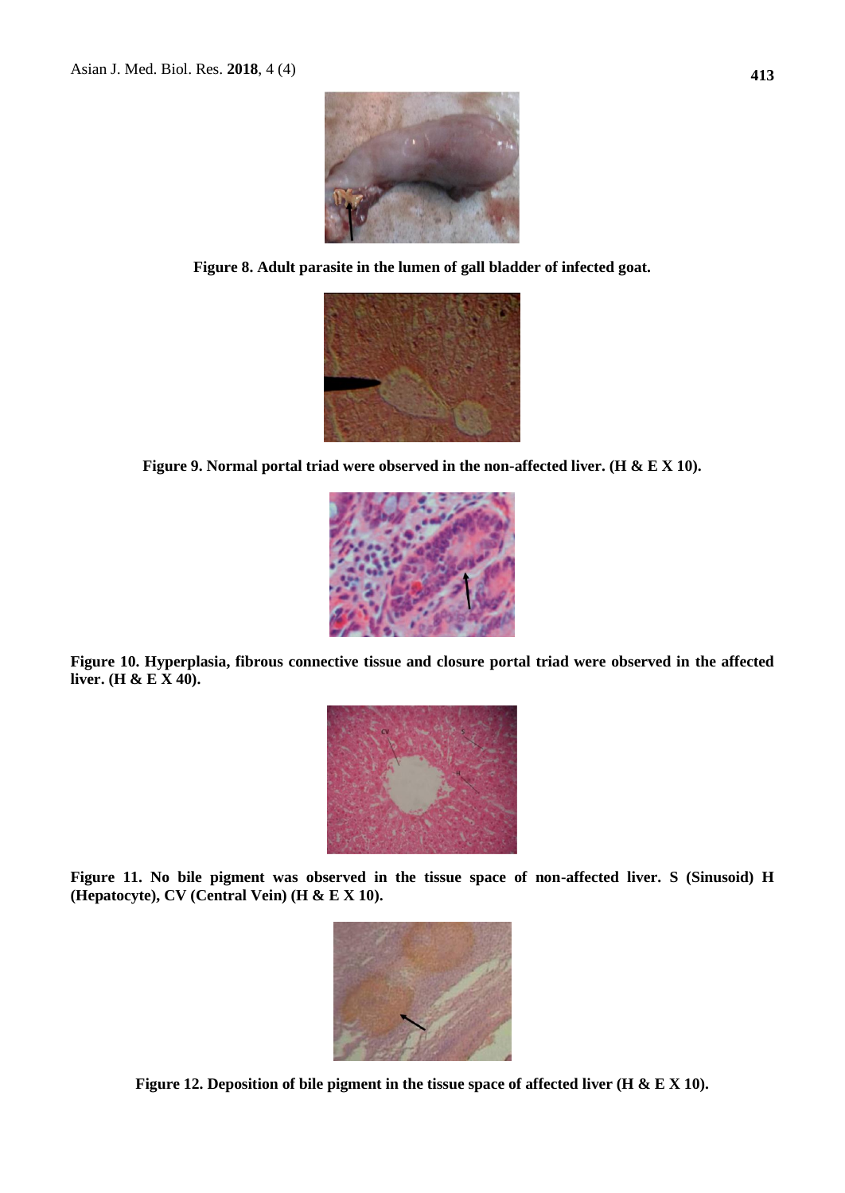Figure 8. Adult parasite in the lumen of gall bladder of infected goat.

Figure 9. Normal portal triad were observed in the non-affected liver. (H & E X 10).

Figure 10. Hyperplasia, fibrous connective tissue and closure portal triad were observed in the affected liver. (H & E X 40).

Figure 11. No bile pigment was observed in the tissue space of non-affected liver. S (Sinusoid) H (Hepatocyte), CV (Central Vein) (H & E X 10).

Figure 12. Deposition of bile pigment in the tissue space of affected liver (H & E X 10).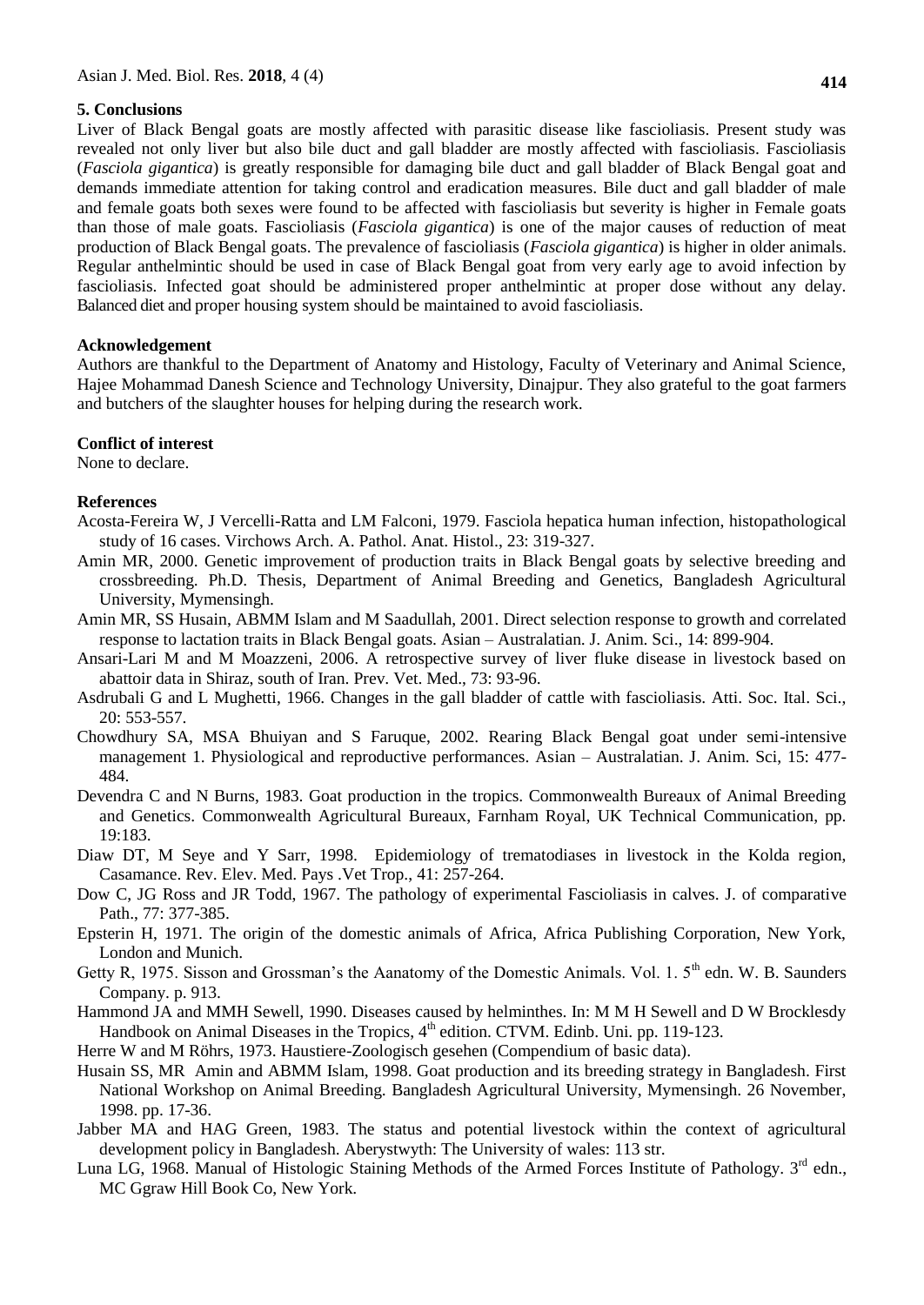## 5. Conclusions

Liver of Black Bengal goats are mostly affected with parasitic disease like fascioliasis. Present study was revealed not only liver but also bile duct and gall bladder are mostly affected with fascioliasis. Fascioliasis (*Fasciola gigantica*) is greatly responsible for damaging bile duct and gall bladder of Black Bengal goat and demands immediate attention for taking control and eradication measures. Bile duct and gall bladder of male and female goats both sexes were found to be affected with fascioliasis but severity is higher in Female goats than those of male goats. Fascioliasis (*Fasciola gigantica*) is one of the major causes of reduction of meat production of Black Bengal goats. The prevalence of fascioliasis (*Fasciola gigantica*) is higher in older animals. Regular anthelmintic should be used in case of Black Bengal goat from very early age to avoid infection by fascioliasis. Infected goat should be administered proper anthelmintic at proper dose without any delay. Balanced diet and proper housing system should be maintained to avoid fascioliasis.

## Acknowledgement

Authors are thankful to the Department of Anatomy and Histology, Faculty of Veterinary and Animal Science, Hajee Mohammad Danesh Science and Technology University, Dinajpur. They also grateful to the goat farmers and butchers of the slaughter houses for helping during the research work.

## Conflict of interest

None to declare.

## References

Acosta-Fereira W, J Vercelli-Ratta and LM Falconi, 1979. Fasciola hepatica human infection, histopathological study of 16 cases. Virchows Arch. A. Pathol. Anat. Histol., 23: 319-327.

Amin MR, 2000. Genetic improvement of production traits in Black Bengal goats by selective breeding and crossbreeding. Ph.D. Thesis, Department of Animal Breeding and Genetics, Bangladesh Agricultural University, Mymensingh.

Amin MR, SS Husain, ABMM Islam and M Saadullah, 2001. Direct selection response to growth and correlated response to lactation traits in Black Bengal goats. Asian – Australatian. J. Anim. Sci., 14: 899-904.

Ansari-Lari M and M Moazzeni, 2006. A retrospective survey of liver fluke disease in livestock based on abattoir data in Shiraz, south of Iran. Prev. Vet. Med., 73: 93-96.

Asdrubali G and L Mughetti, 1966. Changes in the gall bladder of cattle with fascioliasis. Atti. Soc. Ital. Sci., 20: 553-557.

Chowdhury SA, MSA Bhuiyan and S Faruque, 2002. Rearing Black Bengal goat under semi-intensive management 1. Physiological and reproductive performances. Asian – Australatian. J. Anim. Sci, 15: 477-484.

Devendra C and N Burns, 1983. Goat production in the tropics. Commonwealth Bureaux of Animal Breeding and Genetics. Commonwealth Agricultural Bureaux, Farnham Royal, UK Technical Communication, pp. 19:183.

Diaw DT, M Seye and Y Sarr, 1998. Epidemiology of trematodiases in livestock in the Kolda region, Casamance. Rev. Elev. Med. Pays .Vet Trop., 41: 257-264.

Dow C, JG Ross and JR Todd, 1967. The pathology of experimental Fascioliasis in calves. J. of comparative Path., 77: 377-385.

Epsterin H, 1971. The origin of the domestic animals of Africa, Africa Publishing Corporation, New York, London and Munich.

Getty R, 1975. Sisson and Grossman's the Aanatomy of the Domestic Animals. Vol. 1. 5th edn. W. B. Saunders Company. p. 913.

Hammond JA and MMH Sewell, 1990. Diseases caused by helminthes. In: M M H Sewell and D W Brocklesdy Handbook on Animal Diseases in the Tropics, 4th edition. CTVM. Edinb. Uni. pp. 119-123.

Herre W and M Röhrs, 1973. Haustiere-Zoologisch gesehen (Compendium of basic data).

Husain SS, MR Amin and ABMM Islam, 1998. Goat production and its breeding strategy in Bangladesh. First National Workshop on Animal Breeding. Bangladesh Agricultural University, Mymensingh. 26 November, 1998. pp. 17-36.

Jabber MA and HAG Green, 1983. The status and potential livestock within the context of agricultural development policy in Bangladesh. Aberystwyth: The University of wales: 113 str.

Luna LG, 1968. Manual of Histologic Staining Methods of the Armed Forces Institute of Pathology. 3rd edn., MC Ggraw Hill Book Co, New York.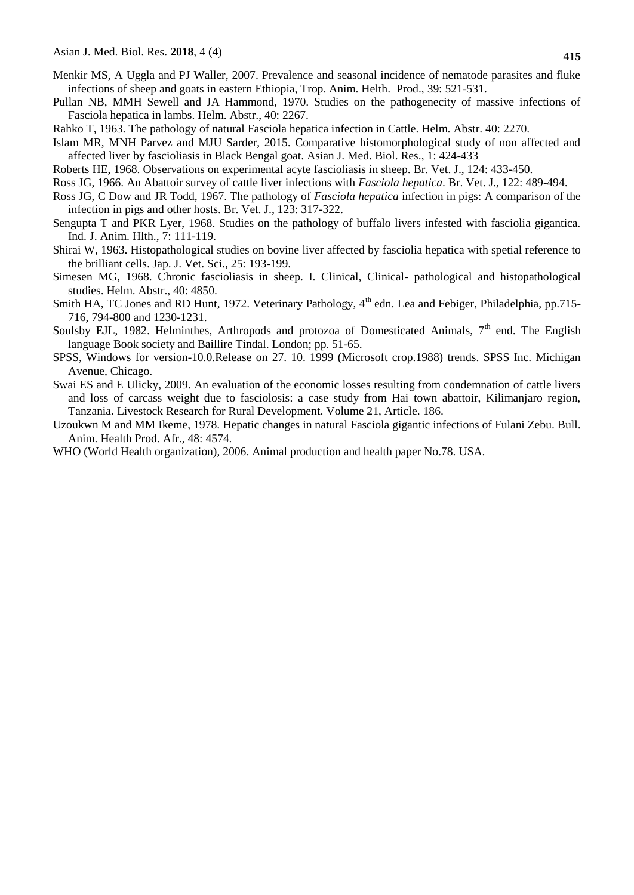Menkir MS, A Uggla and PJ Waller, 2007. Prevalence and seasonal incidence of nematode parasites and fluke infections of sheep and goats in eastern Ethiopia, Trop. Anim. Helth. Prod., 39: 521-531.

Pullan NB, MMH Sewell and JA Hammond, 1970. Studies on the pathogenecity of massive infections of Fasciola hepatica in lambs. Helm. Abstr., 40: 2267.

Rahko T, 1963. The pathology of natural Fasciola hepatica infection in Cattle. Helm. Abstr. 40: 2270.

Islam MR, MNH Parvez and MJU Sarder, 2015. Comparative histomorphological study of non affected and affected liver by fascioliasis in Black Bengal goat. Asian J. Med. Biol. Res., 1: 424-433

Roberts HE, 1968. Observations on experimental acyte fascioliasis in sheep. Br. Vet. J., 124: 433-450.

Ross JG, 1966. An Abattoir survey of cattle liver infections with *Fasciola hepatica*. Br. Vet. J., 122: 489-494.

Ross JG, C Dow and JR Todd, 1967. The pathology of *Fasciola hepatica* infection in pigs: A comparison of the infection in pigs and other hosts. Br. Vet. J., 123: 317-322.

Sengupta T and PKR Lyer, 1968. Studies on the pathology of buffalo livers infested with fasciolia gigantica. Ind. J. Anim. Hlth., 7: 111-119.

Shirai W, 1963. Histopathological studies on bovine liver affected by fasciolia hepatica with spetial reference to the brilliant cells. Jap. J. Vet. Sci., 25: 193-199.

Simesen MG, 1968. Chronic fascioliasis in sheep. I. Clinical, Clinical- pathological and histopathological studies. Helm. Abstr., 40: 4850.

Smith HA, TC Jones and RD Hunt, 1972. Veterinary Pathology, 4th edn. Lea and Febiger, Philadelphia, pp.715-716, 794-800 and 1230-1231.

Soulsby EJL, 1982. Helminthes, Arthropods and protozoa of Domesticated Animals, 7th end. The English language Book society and Baillire Tindal. London; pp. 51-65.

SPSS, Windows for version-10.0.Release on 27. 10. 1999 (Microsoft crop.1988) trends. SPSS Inc. Michigan Avenue, Chicago.

Swai ES and E Ulicky, 2009. An evaluation of the economic losses resulting from condemnation of cattle livers and loss of carcass weight due to fasciolosis: a case study from Hai town abattoir, Kilimanjaro region, Tanzania. Livestock Research for Rural Development. Volume 21, Article. 186.

Uzoukwn M and MM Ikeme, 1978. Hepatic changes in natural Fasciola gigantic infections of Fulani Zebu. Bull. Anim. Health Prod. Afr., 48: 4574.

WHO (World Health organization), 2006. Animal production and health paper No.78. USA.